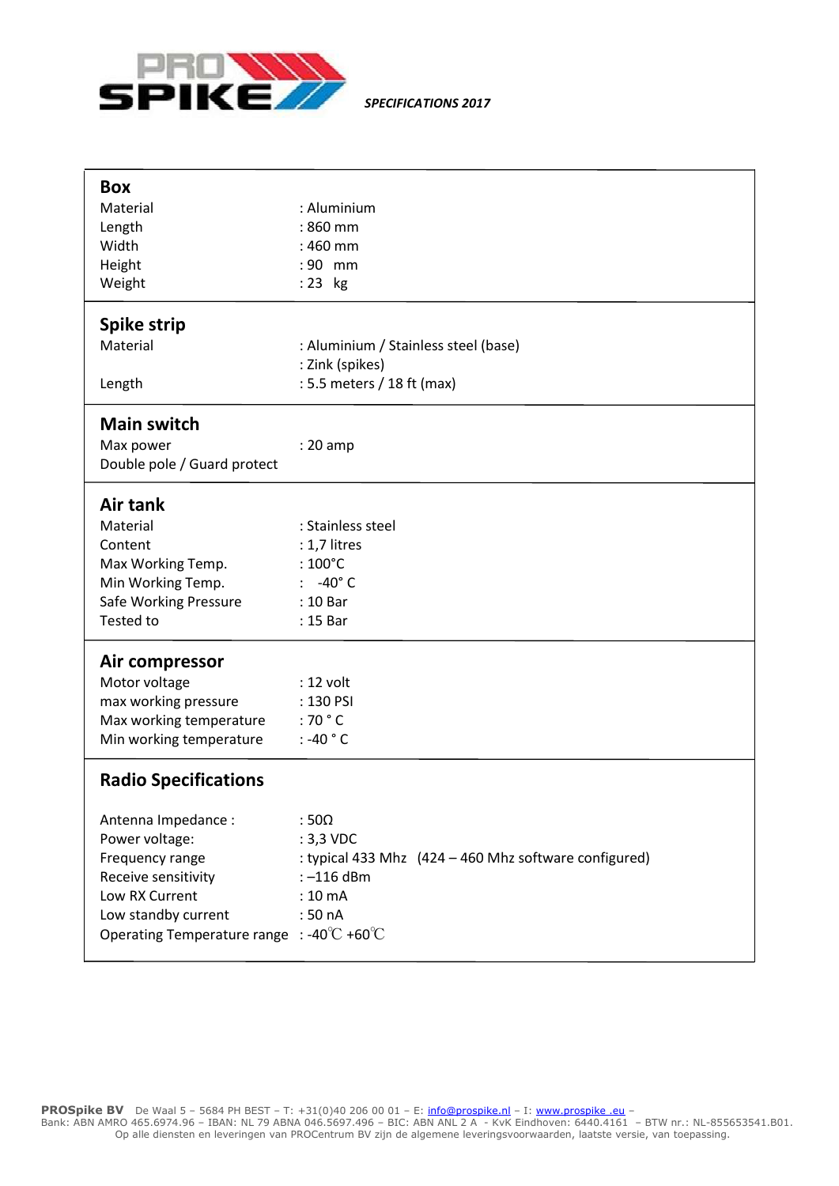PRO SPIKE

***SPECIFICATIONS 2017***

## Box

| | |
|---|---|
| Material | : Aluminium |
| Length | : 860 mm |
| Width | : 460 mm |
| Height | : 90 mm |
| Weight | : 23 kg |

## Spike strip

| | |
|---|---|
| Material | : Aluminium / Stainless steel (base) |
| | : Zink (spikes) |
| Length | : 5.5 meters / 18 ft (max) |

## Main switch

| | |
|---|---|
| Max power | : 20 amp |
| Double pole / Guard protect | |

## Air tank

| | |
|---|---|
| Material | : Stainless steel |
| Content | : 1,7 litres |
| Max Working Temp. | : 100°C |
| Min Working Temp. | : -40° C |
| Safe Working Pressure | : 10 Bar |
| Tested to | : 15 Bar |

## Air compressor

| | |
|---|---|
| Motor voltage | : 12 volt |
| max working pressure | : 130 PSI |
| Max working temperature | : 70 ° C |
| Min working temperature | : -40 ° C |

## Radio Specifications

| | |
|---|---|
| Antenna Impedance : | : 50Ω |
| Power voltage: | : 3,3 VDC |
| Frequency range | : typical 433 Mhz (424 – 460 Mhz software configured) |
| Receive sensitivity | : –116 dBm |
| Low RX Current | : 10 mA |
| Low standby current | : 50 nA |
| Operating Temperature range | : -40℃ +60℃ |

**PROSpike BV** De Waal 5 – 5684 PH BEST – T: +31(0)40 206 00 01 – E: info@prospike.nl – I: www.prospike .eu –
Bank: ABN AMRO 465.6974.96 – IBAN: NL 79 ABNA 046.5697.496 – BIC: ABN ANL 2 A - KvK Eindhoven: 6440.4161 – BTW nr.: NL-855653541.B01.
Op alle diensten en leveringen van PROCentrum BV zijn de algemene leveringsvoorwaarden, laatste versie, van toepassing.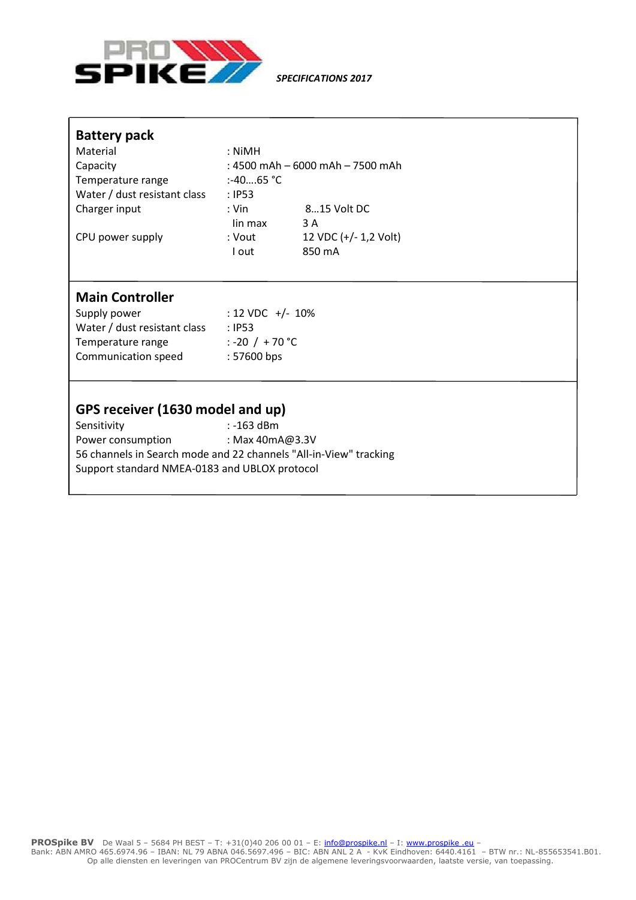*SPECIFICATIONS 2017*

## Battery pack

| | | |
|---|---|---|
| Material | : NiMH | |
| Capacity | : 4500 mAh – 6000 mAh – 7500 mAh | |
| Temperature range | :-40….65 °C | |
| Water / dust resistant class | : IP53 | |
| Charger input | : Vin | 8…15 Volt DC |
| | Iin max | 3 A |
| CPU power supply | : Vout | 12 VDC (+/- 1,2 Volt) |
| | I out | 850 mA |

## Main Controller

| | |
|---|---|
| Supply power | : 12 VDC +/- 10% |
| Water / dust resistant class | : IP53 |
| Temperature range | : -20 / + 70 °C |
| Communication speed | : 57600 bps |

## GPS receiver (1630 model and up)

| | |
|---|---|
| Sensitivity | : -163 dBm |
| Power consumption | : Max 40mA@3.3V |

56 channels in Search mode and 22 channels "All-in-View" tracking

Support standard NMEA-0183 and UBLOX protocol

**PROSpike BV** De Waal 5 – 5684 PH BEST – T: +31(0)40 206 00 01 – E: info@prospike.nl – I: www.prospike .eu –
Bank: ABN AMRO 465.6974.96 – IBAN: NL 79 ABNA 046.5697.496 – BIC: ABN ANL 2 A - KvK Eindhoven: 6440.4161 – BTW nr.: NL-855653541.B01.
Op alle diensten en leveringen van PROCentrum BV zijn de algemene leveringsvoorwaarden, laatste versie, van toepassing.